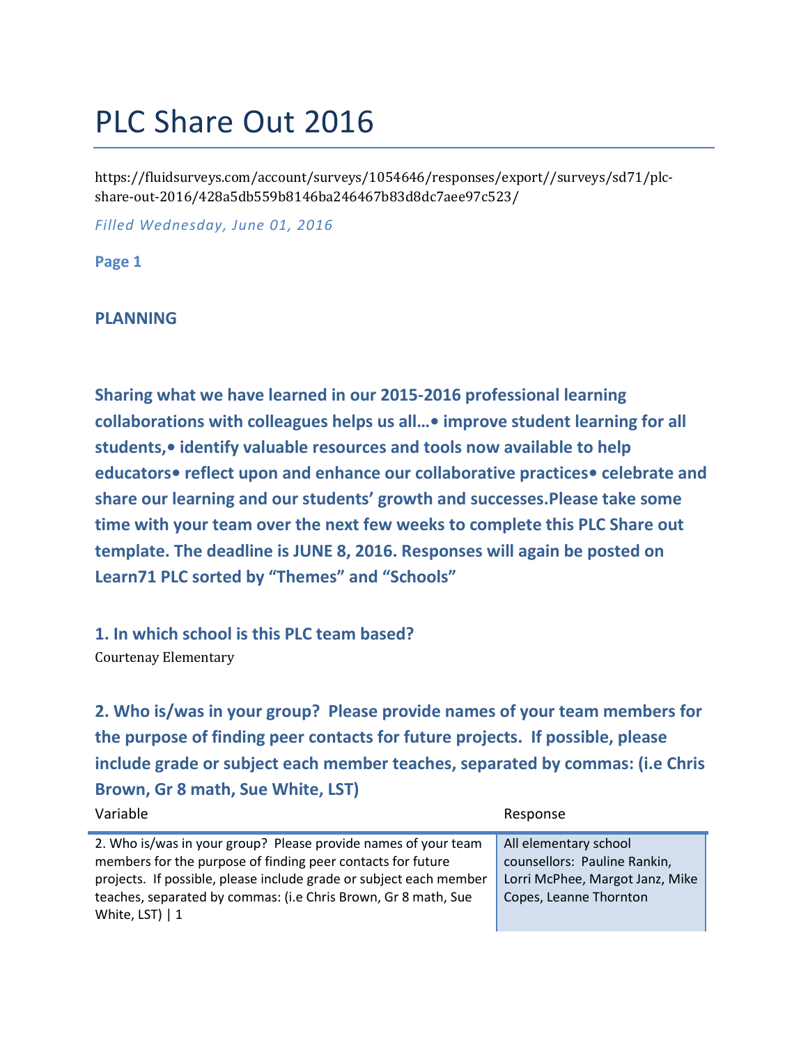# PLC Share Out 2016

https://fluidsurveys.com/account/surveys/1054646/responses/export//surveys/sd71/plc-share-out-2016/428a5db559b8146ba246467b83d8dc7aee97c523/

*Filled Wednesday, June 01, 2016*

**Page 1**

**PLANNING**

**Sharing what we have learned in our 2015-2016 professional learning collaborations with colleagues helps us all…• improve student learning for all students,• identify valuable resources and tools now available to help educators• reflect upon and enhance our collaborative practices• celebrate and share our learning and our students' growth and successes.Please take some time with your team over the next few weeks to complete this PLC Share out template. The deadline is JUNE 8, 2016. Responses will again be posted on Learn71 PLC sorted by "Themes" and "Schools"**

### 1. In which school is this PLC team based?

Courtenay Elementary

### 2. Who is/was in your group? Please provide names of your team members for the purpose of finding peer contacts for future projects. If possible, please include grade or subject each member teaches, separated by commas: (i.e Chris Brown, Gr 8 math, Sue White, LST)

| Variable | Response |
|---|---|
| 2. Who is/was in your group? Please provide names of your team members for the purpose of finding peer contacts for future projects. If possible, please include grade or subject each member teaches, separated by commas: (i.e Chris Brown, Gr 8 math, Sue White, LST) \| 1 | All elementary school counsellors: Pauline Rankin, Lorri McPhee, Margot Janz, Mike Copes, Leanne Thornton |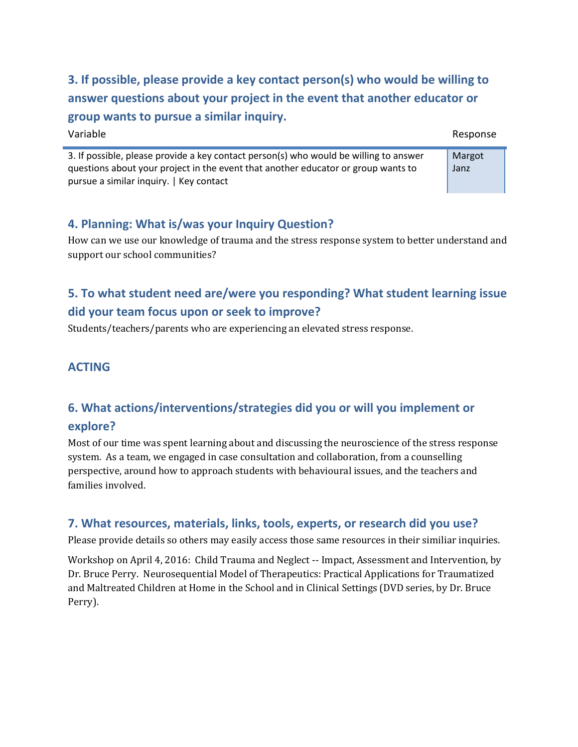## 3. If possible, please provide a key contact person(s) who would be willing to answer questions about your project in the event that another educator or group wants to pursue a similar inquiry.

| Variable | Response |
|---|---|
| 3. If possible, please provide a key contact person(s) who would be willing to answer questions about your project in the event that another educator or group wants to pursue a similar inquiry. \| Key contact | Margot Janz |

## 4. Planning: What is/was your Inquiry Question?

How can we use our knowledge of trauma and the stress response system to better understand and support our school communities?

## 5. To what student need are/were you responding? What student learning issue did your team focus upon or seek to improve?

Students/teachers/parents who are experiencing an elevated stress response.

## ACTING

## 6. What actions/interventions/strategies did you or will you implement or explore?

Most of our time was spent learning about and discussing the neuroscience of the stress response system. As a team, we engaged in case consultation and collaboration, from a counselling perspective, around how to approach students with behavioural issues, and the teachers and families involved.

## 7. What resources, materials, links, tools, experts, or research did you use?

Please provide details so others may easily access those same resources in their similiar inquiries.

Workshop on April 4, 2016: Child Trauma and Neglect -- Impact, Assessment and Intervention, by Dr. Bruce Perry. Neurosequential Model of Therapeutics: Practical Applications for Traumatized and Maltreated Children at Home in the School and in Clinical Settings (DVD series, by Dr. Bruce Perry).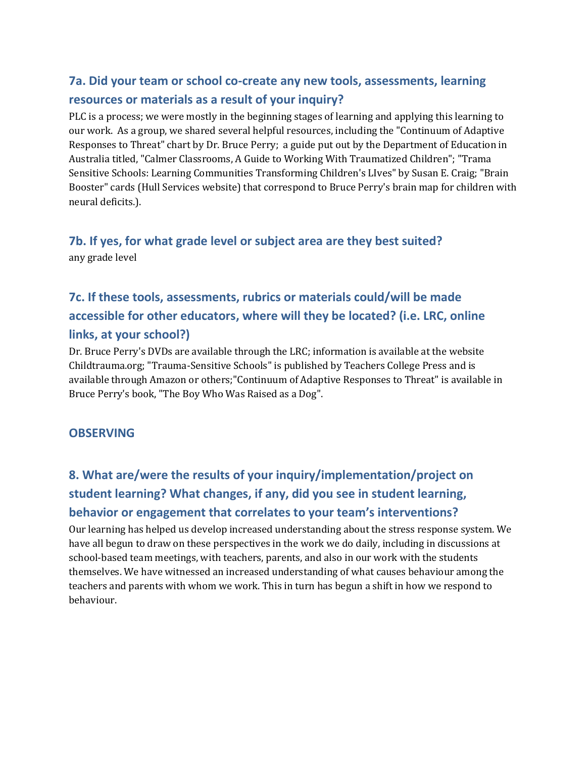### 7a. Did your team or school co-create any new tools, assessments, learning resources or materials as a result of your inquiry?

PLC is a process; we were mostly in the beginning stages of learning and applying this learning to our work. As a group, we shared several helpful resources, including the "Continuum of Adaptive Responses to Threat" chart by Dr. Bruce Perry; a guide put out by the Department of Education in Australia titled, "Calmer Classrooms, A Guide to Working With Traumatized Children"; "Trama Sensitive Schools: Learning Communities Transforming Children's LIves" by Susan E. Craig; "Brain Booster" cards (Hull Services website) that correspond to Bruce Perry's brain map for children with neural deficits.).

### 7b. If yes, for what grade level or subject area are they best suited?

any grade level

### 7c. If these tools, assessments, rubrics or materials could/will be made accessible for other educators, where will they be located? (i.e. LRC, online links, at your school?)

Dr. Bruce Perry's DVDs are available through the LRC; information is available at the website Childtrauma.org; "Trauma-Sensitive Schools" is published by Teachers College Press and is available through Amazon or others;"Continuum of Adaptive Responses to Threat" is available in Bruce Perry's book, "The Boy Who Was Raised as a Dog".

## OBSERVING

### 8. What are/were the results of your inquiry/implementation/project on student learning? What changes, if any, did you see in student learning, behavior or engagement that correlates to your team's interventions?

Our learning has helped us develop increased understanding about the stress response system. We have all begun to draw on these perspectives in the work we do daily, including in discussions at school-based team meetings, with teachers, parents, and also in our work with the students themselves. We have witnessed an increased understanding of what causes behaviour among the teachers and parents with whom we work. This in turn has begun a shift in how we respond to behaviour.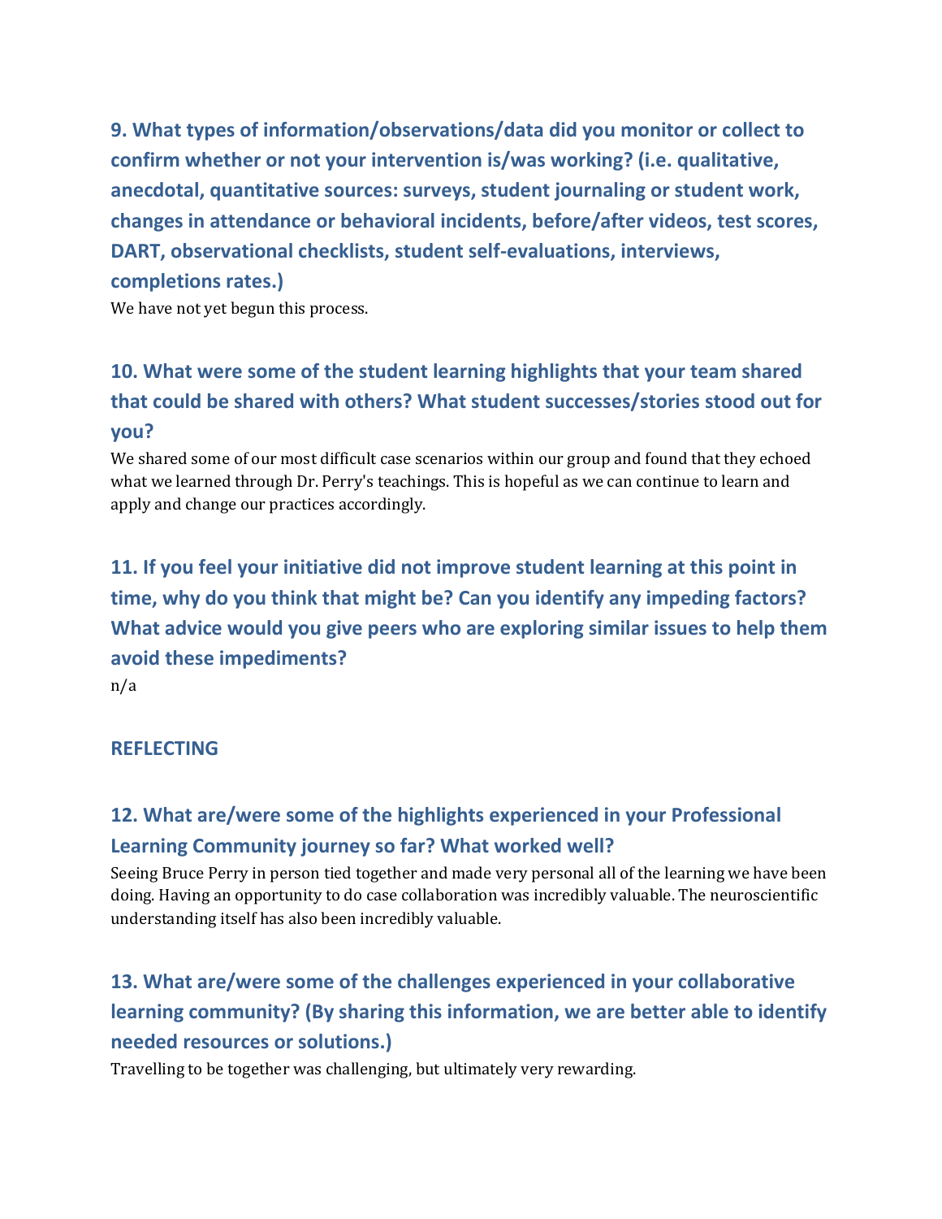### 9. What types of information/observations/data did you monitor or collect to confirm whether or not your intervention is/was working? (i.e. qualitative, anecdotal, quantitative sources: surveys, student journaling or student work, changes in attendance or behavioral incidents, before/after videos, test scores, DART, observational checklists, student self-evaluations, interviews, completions rates.)

We have not yet begun this process.

### 10. What were some of the student learning highlights that your team shared that could be shared with others? What student successes/stories stood out for you?

We shared some of our most difficult case scenarios within our group and found that they echoed what we learned through Dr. Perry's teachings. This is hopeful as we can continue to learn and apply and change our practices accordingly.

### 11. If you feel your initiative did not improve student learning at this point in time, why do you think that might be? Can you identify any impeding factors? What advice would you give peers who are exploring similar issues to help them avoid these impediments?

n/a

## REFLECTING

### 12. What are/were some of the highlights experienced in your Professional Learning Community journey so far? What worked well?

Seeing Bruce Perry in person tied together and made very personal all of the learning we have been doing. Having an opportunity to do case collaboration was incredibly valuable. The neuroscientific understanding itself has also been incredibly valuable.

### 13. What are/were some of the challenges experienced in your collaborative learning community? (By sharing this information, we are better able to identify needed resources or solutions.)

Travelling to be together was challenging, but ultimately very rewarding.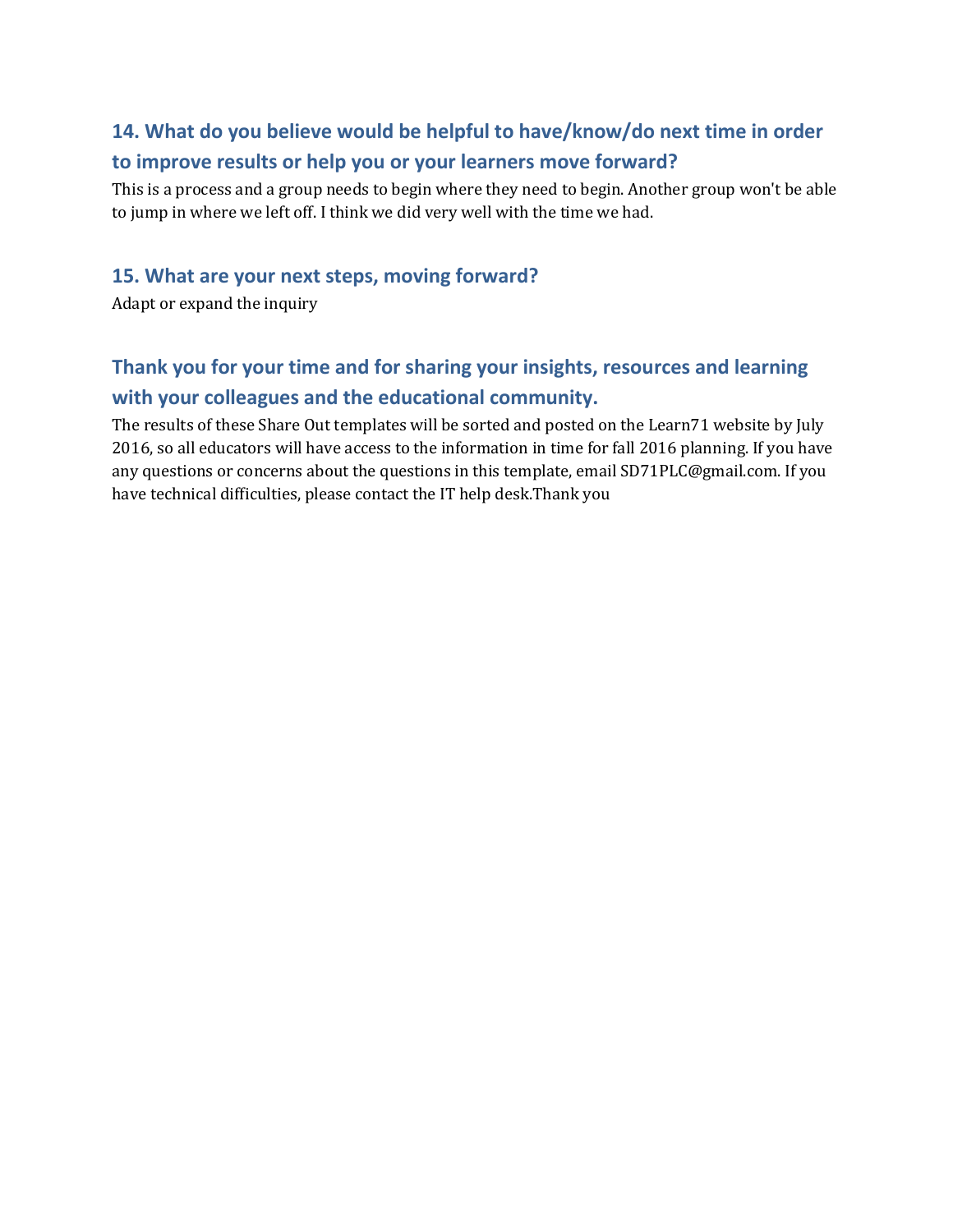## 14. What do you believe would be helpful to have/know/do next time in order to improve results or help you or your learners move forward?

This is a process and a group needs to begin where they need to begin. Another group won't be able to jump in where we left off. I think we did very well with the time we had.

## 15. What are your next steps, moving forward?

Adapt or expand the inquiry

## Thank you for your time and for sharing your insights, resources and learning with your colleagues and the educational community.

The results of these Share Out templates will be sorted and posted on the Learn71 website by July 2016, so all educators will have access to the information in time for fall 2016 planning. If you have any questions or concerns about the questions in this template, email SD71PLC@gmail.com. If you have technical difficulties, please contact the IT help desk.Thank you